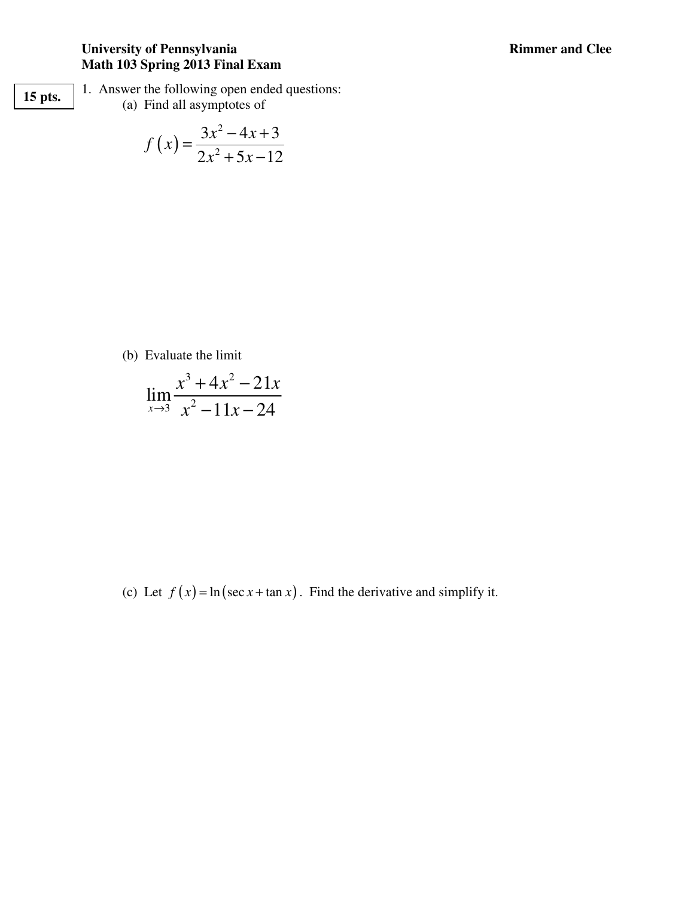**University of Pennsylvania**
**Math 103 Spring 2013 Final Exam**

**Rimmer and Clee**

**15 pts.**

1. Answer the following open ended questions:

   (a) Find all asymptotes of

$$f\left(x\right)=\frac{3x^2-4x+3}{2x^2+5x-12}$$

   (b) Evaluate the limit

$$\lim_{x\to 3}\frac{x^3+4x^2-21x}{x^2-11x-24}$$

   (c) Let $f\left(x\right)=\ln\left(\sec x+\tan x\right)$. Find the derivative and simplify it.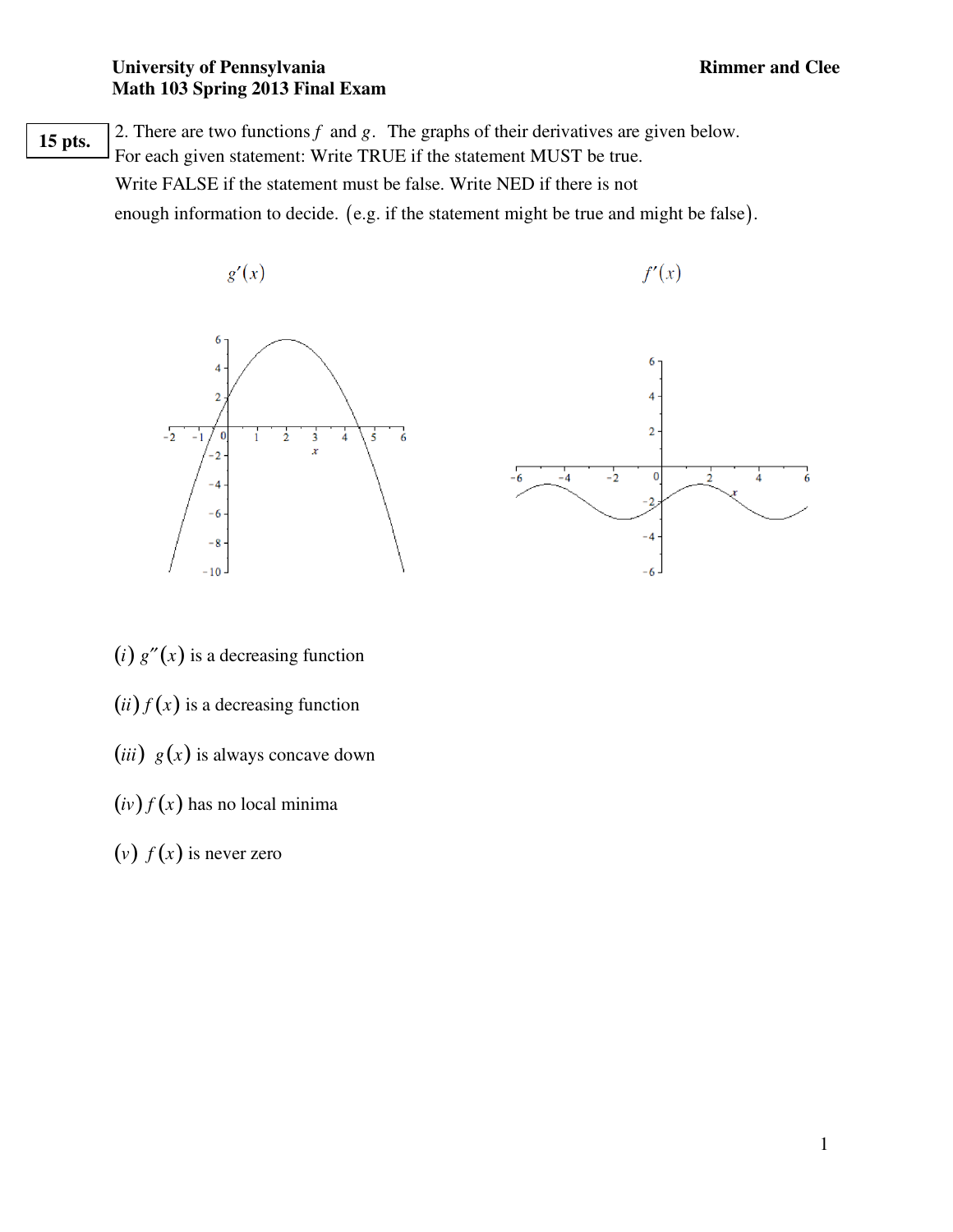**15 pts.** 2. There are two functions $f$ and $g$. The graphs of their derivatives are given below. For each given statement: Write TRUE if the statement MUST be true. Write FALSE if the statement must be false. Write NED if there is not enough information to decide. (e.g. if the statement might be true and might be false).

$g'(x)$ $\qquad\qquad\qquad\qquad$ $f'(x)$

$(i)$ $g''(x)$ is a decreasing function

$(ii)$ $f(x)$ is a decreasing function

$(iii)$ $g(x)$ is always concave down

$(iv)$ $f(x)$ has no local minima

$(v)$ $f(x)$ is never zero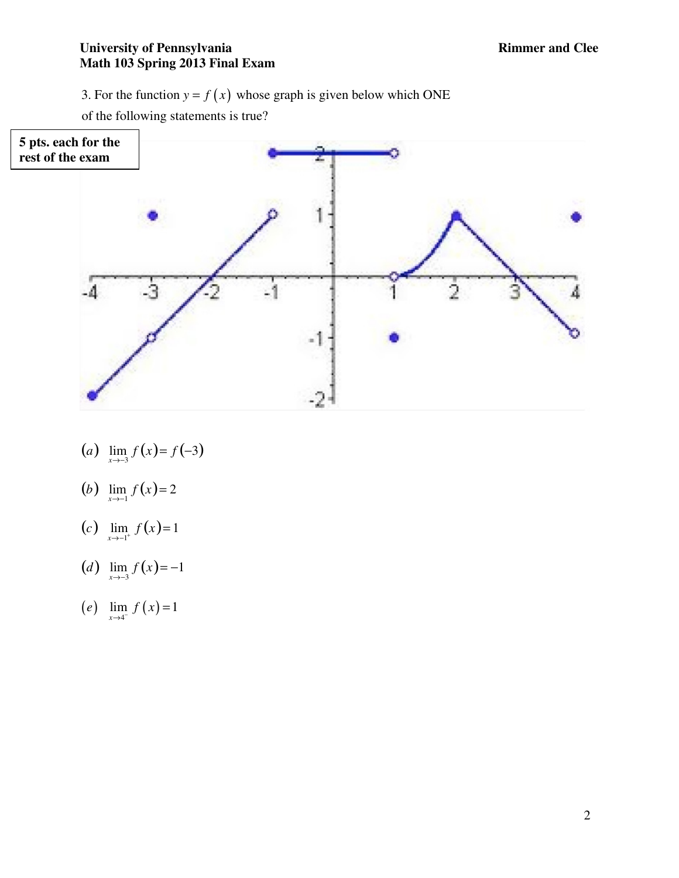3. For the function $y = f(x)$ whose graph is given below which ONE of the following statements is true?

**5 pts. each for the rest of the exam**

$(a)$ $\lim_{x \to -3} f(x) = f(-3)$

$(b)$ $\lim_{x \to -1} f(x) = 2$

$(c)$ $\lim_{x \to -1^+} f(x) = 1$

$(d)$ $\lim_{x \to -3} f(x) = -1$

$(e)$ $\lim_{x \to 4^-} f(x) = 1$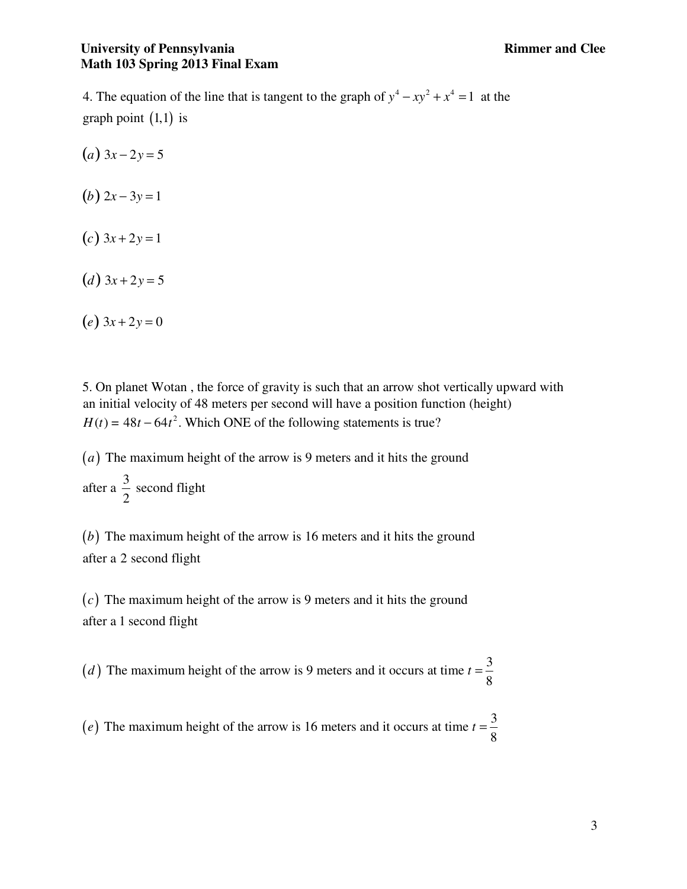4. The equation of the line that is tangent to the graph of $y^4 - xy^2 + x^4 = 1$ at the graph point $(1,1)$ is

$(a)$ $3x - 2y = 5$

$(b)$ $2x - 3y = 1$

$(c)$ $3x + 2y = 1$

$(d)$ $3x + 2y = 5$

$(e)$ $3x + 2y = 0$

5. On planet Wotan , the force of gravity is such that an arrow shot vertically upward with an initial velocity of 48 meters per second will have a position function (height) $H(t) = 48t - 64t^2$. Which ONE of the following statements is true?

$(a)$ The maximum height of the arrow is 9 meters and it hits the ground after a $\frac{3}{2}$ second flight

$(b)$ The maximum height of the arrow is 16 meters and it hits the ground after a 2 second flight

$(c)$ The maximum height of the arrow is 9 meters and it hits the ground after a 1 second flight

$(d)$ The maximum height of the arrow is 9 meters and it occurs at time $t = \frac{3}{8}$

$(e)$ The maximum height of the arrow is 16 meters and it occurs at time $t = \frac{3}{8}$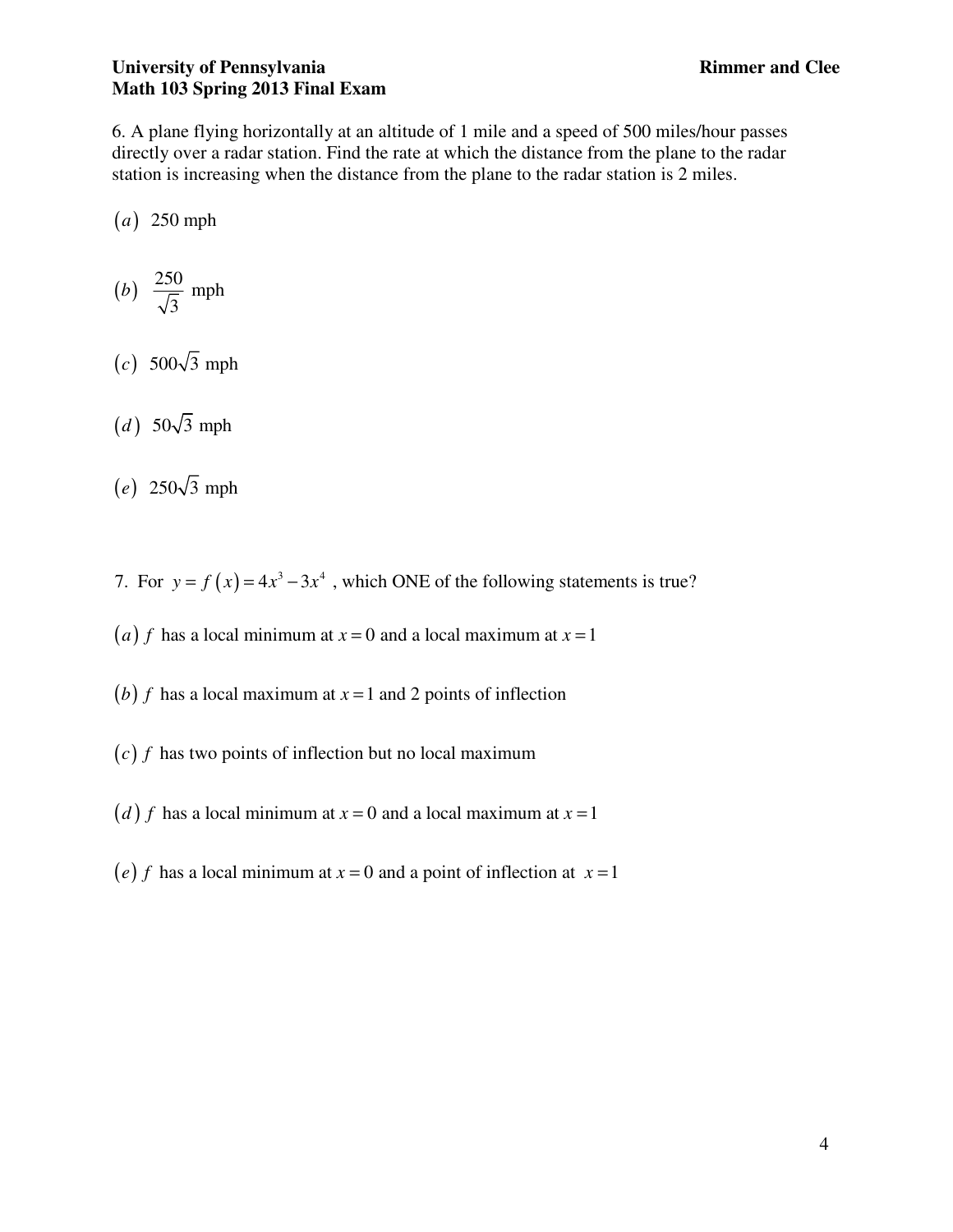6. A plane flying horizontally at an altitude of 1 mile and a speed of 500 miles/hour passes directly over a radar station. Find the rate at which the distance from the plane to the radar station is increasing when the distance from the plane to the radar station is 2 miles.

$(a)$ 250 mph

$(b)$ $\dfrac{250}{\sqrt{3}}$ mph

$(c)$ $500\sqrt{3}$ mph

$(d)$ $50\sqrt{3}$ mph

$(e)$ $250\sqrt{3}$ mph

7. For $y = f(x) = 4x^3 - 3x^4$ , which ONE of the following statements is true?

$(a)$ $f$ has a local minimum at $x = 0$ and a local maximum at $x = 1$

$(b)$ $f$ has a local maximum at $x = 1$ and 2 points of inflection

$(c)$ $f$ has two points of inflection but no local maximum

$(d)$ $f$ has a local minimum at $x = 0$ and a local maximum at $x = 1$

$(e)$ $f$ has a local minimum at $x = 0$ and a point of inflection at $x = 1$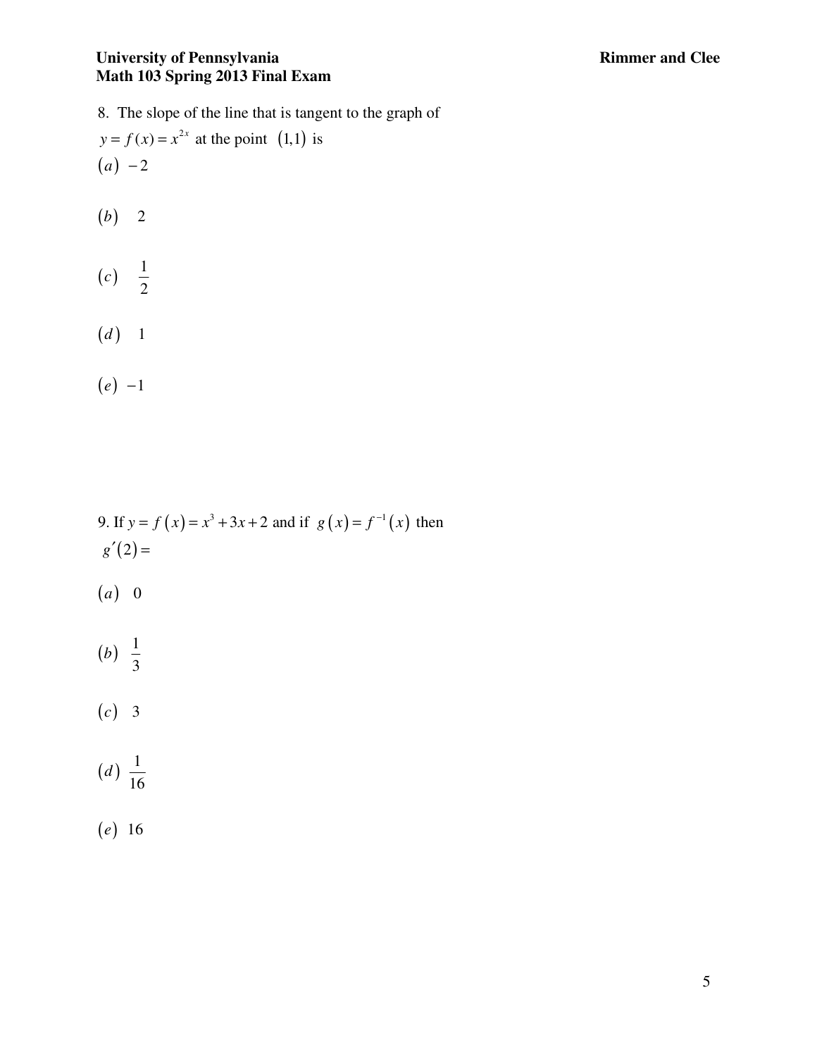8. The slope of the line that is tangent to the graph of $y = f(x) = x^{2x}$ at the point $(1,1)$ is

$(a)$ $-2$

$(b)$ $2$

$(c)$ $\frac{1}{2}$

$(d)$ $1$

$(e)$ $-1$

9. If $y = f(x) = x^3 + 3x + 2$ and if $g(x) = f^{-1}(x)$ then $g'(2) =$

$(a)$ $0$

$(b)$ $\frac{1}{3}$

$(c)$ $3$

$(d)$ $\frac{1}{16}$

$(e)$ $16$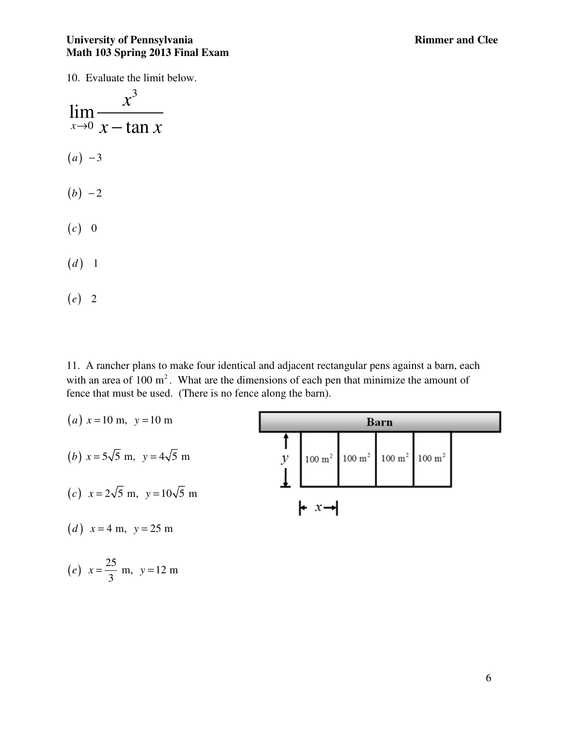10. Evaluate the limit below.

$$\lim_{x \to 0} \frac{x^3}{x - \tan x}$$

$(a)$ $-3$

$(b)$ $-2$

$(c)$ $0$

$(d)$ $1$

$(e)$ $2$

11. A rancher plans to make four identical and adjacent rectangular pens against a barn, each with an area of 100 $\text{m}^2$. What are the dimensions of each pen that minimize the amount of fence that must be used. (There is no fence along the barn).

$(a)$ $x = 10$ m, $y = 10$ m

$(b)$ $x = 5\sqrt{5}$ m, $y = 4\sqrt{5}$ m

$(c)$ $x = 2\sqrt{5}$ m, $y = 10\sqrt{5}$ m

$(d)$ $x = 4$ m, $y = 25$ m

$(e)$ $x = \frac{25}{3}$ m, $y = 12$ m

Barn

$y$

100 $\text{m}^2$ | 100 $\text{m}^2$ | 100 $\text{m}^2$ | 100 $\text{m}^2$

$x$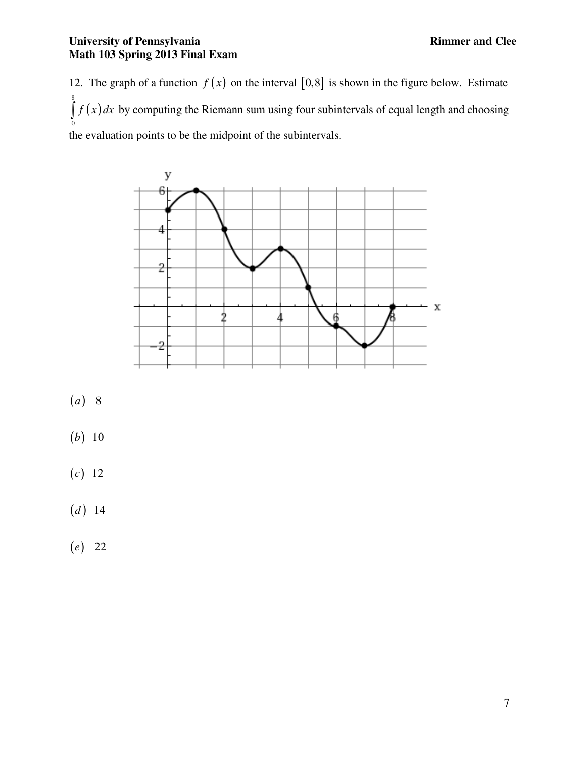12. The graph of a function $f(x)$ on the interval $[0,8]$ is shown in the figure below. Estimate $\int_0^8 f(x)\,dx$ by computing the Riemann sum using four subintervals of equal length and choosing the evaluation points to be the midpoint of the subintervals.

$(a)$ 8

$(b)$ 10

$(c)$ 12

$(d)$ 14

$(e)$ 22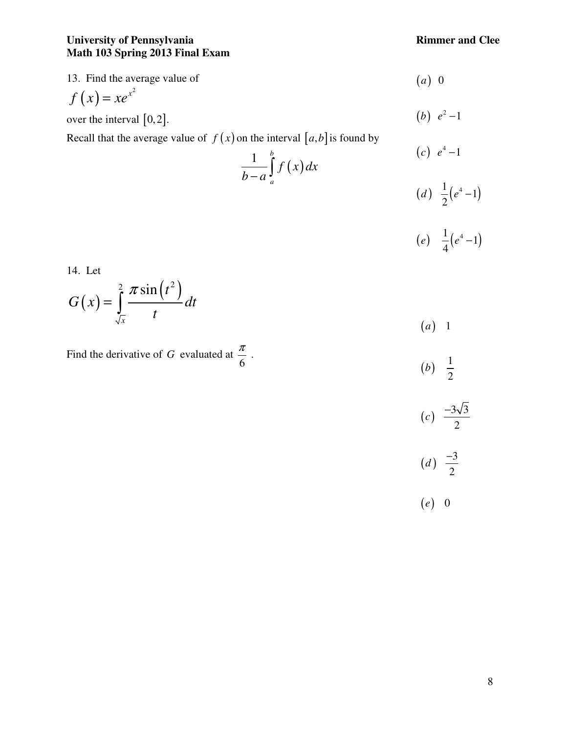13. Find the average value of

$f(x) = xe^{x^2}$

over the interval $[0,2]$.

Recall that the average value of $f(x)$ on the interval $[a,b]$ is found by

$$\frac{1}{b-a}\int_a^b f(x)\,dx$$

$(a)$ 0

$(b)$ $e^2 - 1$

$(c)$ $e^4 - 1$

$(d)$ $\frac{1}{2}\left(e^4 - 1\right)$

$(e)$ $\frac{1}{4}\left(e^4 - 1\right)$

14. Let

$$G(x) = \int_{\sqrt{x}}^{2} \frac{\pi \sin\left(t^2\right)}{t}\,dt$$

Find the derivative of $G$ evaluated at $\frac{\pi}{6}$.

$(a)$ 1

$(b)$ $\frac{1}{2}$

$(c)$ $\frac{-3\sqrt{3}}{2}$

$(d)$ $\frac{-3}{2}$

$(e)$ 0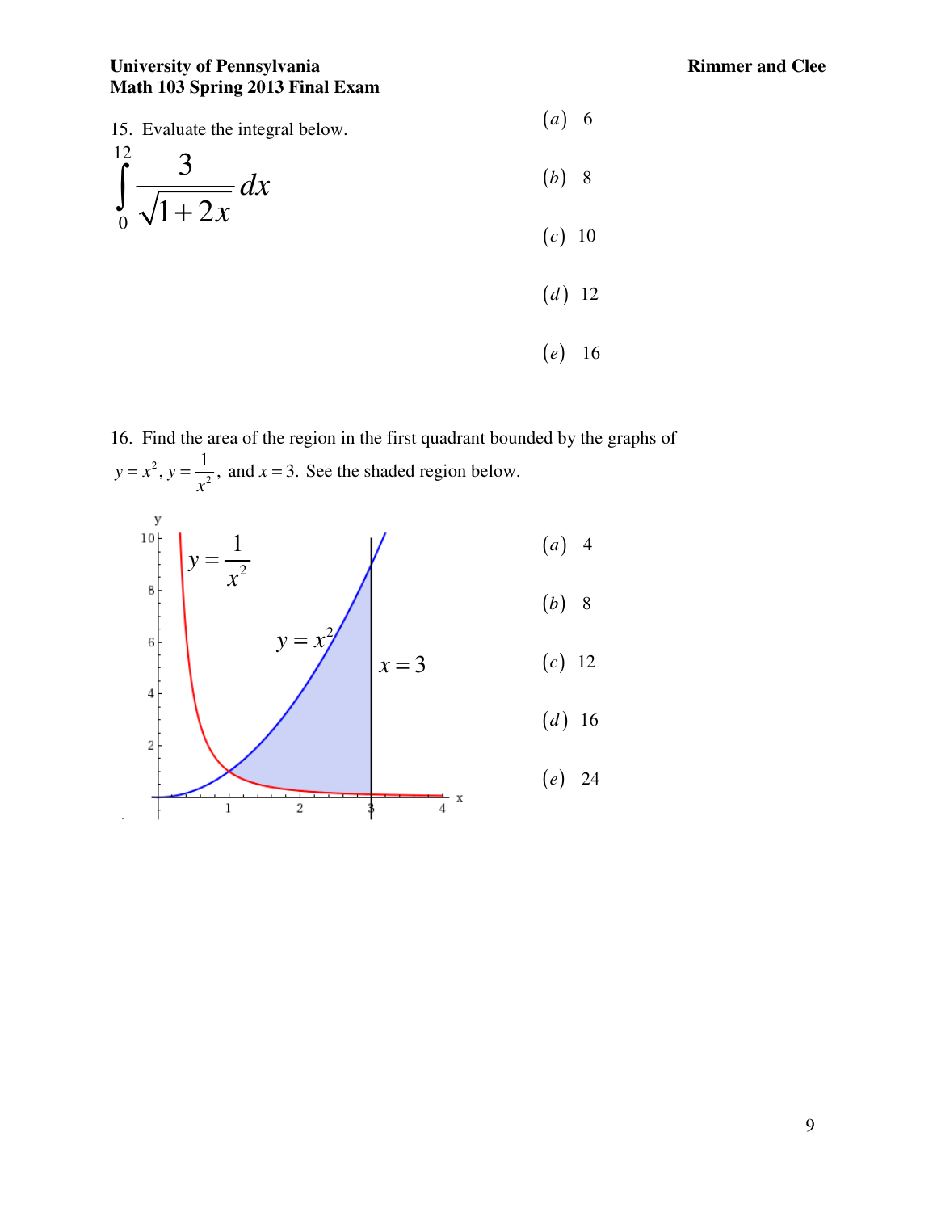15. Evaluate the integral below.

$$\int_0^{12} \frac{3}{\sqrt{1+2x}}\,dx$$

(a) 6

(b) 8

(c) 10

(d) 12

(e) 16

16. Find the area of the region in the first quadrant bounded by the graphs of $y = x^2$, $y = \frac{1}{x^2}$, and $x = 3$. See the shaded region below.

(a) 4

(b) 8

(c) 12

(d) 16

(e) 24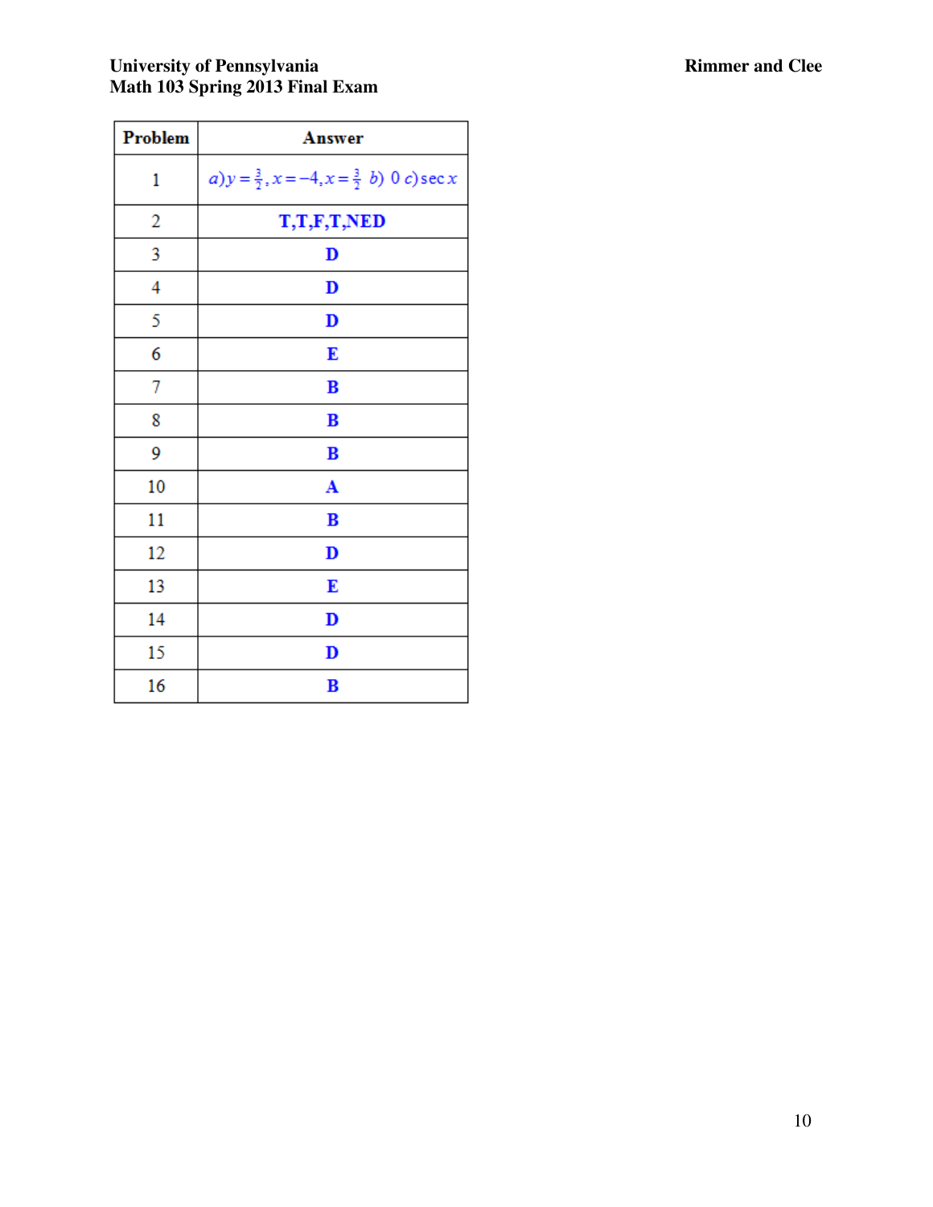| Problem | Answer |
|---|---|
| 1 | $a) y = \frac{3}{2}, x = -4, x = \frac{3}{2}$ $b)$ 0 $c) \sec x$ |
| 2 | **T,T,F,T,NED** |
| 3 | **D** |
| 4 | **D** |
| 5 | **D** |
| 6 | **E** |
| 7 | **B** |
| 8 | **B** |
| 9 | **B** |
| 10 | **A** |
| 11 | **B** |
| 12 | **D** |
| 13 | **E** |
| 14 | **D** |
| 15 | **D** |
| 16 | **B** |